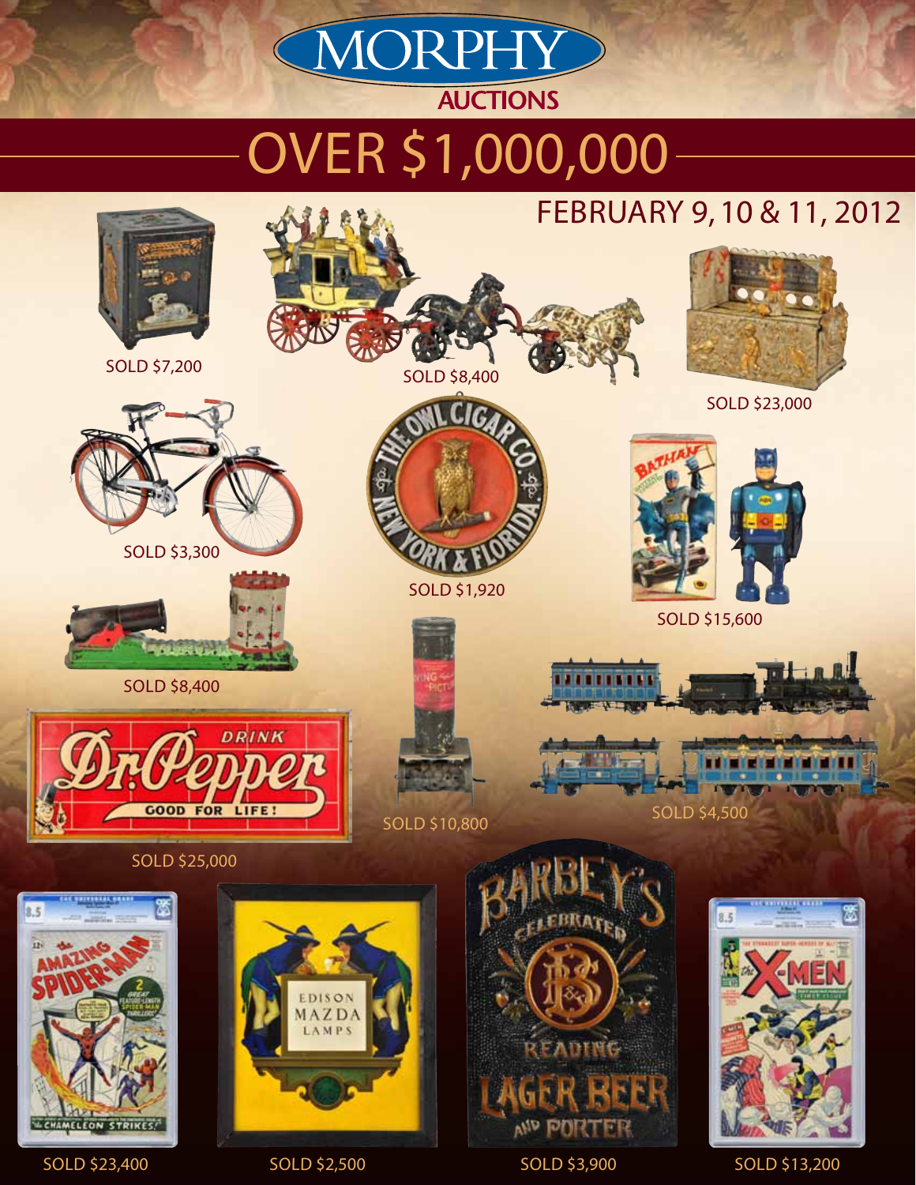# MORPHY AUCTIONS

## OVER $1,000,000

FEBRUARY 9, 10 & 11, 2012

SOLD $7,200

SOLD $8,400

SOLD $23,000

SOLD $3,300

SOLD $1,920

SOLD $15,600

SOLD $8,400

SOLD $25,000

SOLD $10,800

SOLD $4,500

SOLD $23,400

SOLD $2,500

SOLD $3,900

SOLD $13,200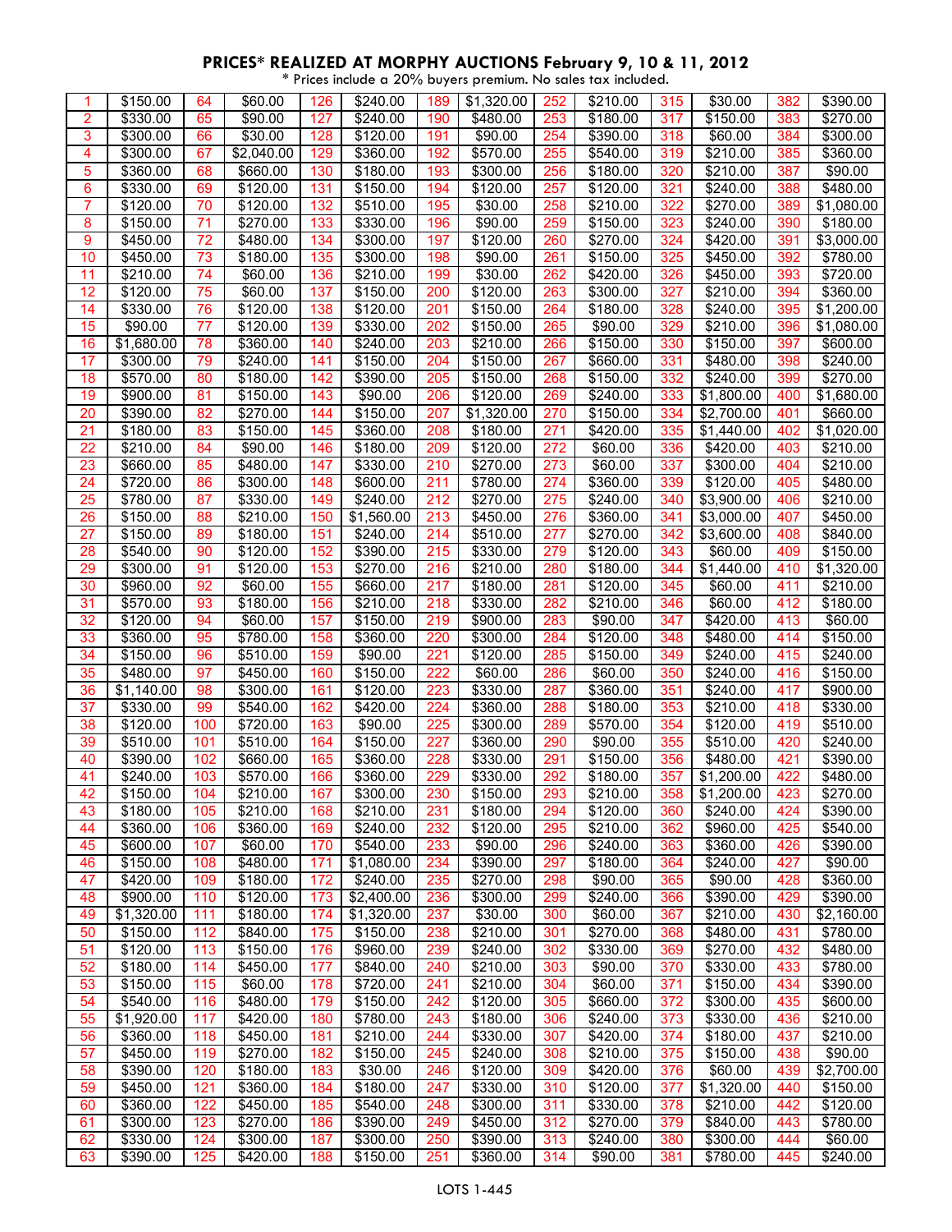## PRICES* REALIZED AT MORPHY AUCTIONS February 9, 10 & 11, 2012

\* Prices include a 20% buyers premium. No sales tax included.

| Lot | Price | Lot | Price | Lot | Price | Lot | Price | Lot | Price | Lot | Price | Lot | Price |
|---|---|---|---|---|---|---|---|---|---|---|---|---|---|
| 1 | $150.00 | 64 | $60.00 | 126 | $240.00 | 189 | $1,320.00 | 252 | $210.00 | 315 | $30.00 | 382 | $390.00 |
| 2 | $330.00 | 65 | $90.00 | 127 | $240.00 | 190 | $480.00 | 253 | $180.00 | 317 | $150.00 | 383 | $270.00 |
| 3 | $300.00 | 66 | $30.00 | 128 | $120.00 | 191 | $90.00 | 254 | $390.00 | 318 | $60.00 | 384 | $300.00 |
| 4 | $300.00 | 67 | $2,040.00 | 129 | $360.00 | 192 | $570.00 | 255 | $540.00 | 319 | $210.00 | 385 | $360.00 |
| 5 | $360.00 | 68 | $660.00 | 130 | $180.00 | 193 | $300.00 | 256 | $180.00 | 320 | $210.00 | 387 | $90.00 |
| 6 | $330.00 | 69 | $120.00 | 131 | $150.00 | 194 | $120.00 | 257 | $120.00 | 321 | $240.00 | 388 | $480.00 |
| 7 | $120.00 | 70 | $120.00 | 132 | $510.00 | 195 | $30.00 | 258 | $210.00 | 322 | $270.00 | 389 | $1,080.00 |
| 8 | $150.00 | 71 | $270.00 | 133 | $330.00 | 196 | $90.00 | 259 | $150.00 | 323 | $240.00 | 390 | $180.00 |
| 9 | $450.00 | 72 | $480.00 | 134 | $300.00 | 197 | $120.00 | 260 | $270.00 | 324 | $420.00 | 391 | $3,000.00 |
| 10 | $450.00 | 73 | $180.00 | 135 | $300.00 | 198 | $90.00 | 261 | $150.00 | 325 | $450.00 | 392 | $780.00 |
| 11 | $210.00 | 74 | $60.00 | 136 | $210.00 | 199 | $30.00 | 262 | $420.00 | 326 | $450.00 | 393 | $720.00 |
| 12 | $120.00 | 75 | $60.00 | 137 | $150.00 | 200 | $120.00 | 263 | $300.00 | 327 | $210.00 | 394 | $360.00 |
| 14 | $330.00 | 76 | $120.00 | 138 | $120.00 | 201 | $150.00 | 264 | $180.00 | 328 | $240.00 | 395 | $1,200.00 |
| 15 | $90.00 | 77 | $120.00 | 139 | $330.00 | 202 | $150.00 | 265 | $90.00 | 329 | $210.00 | 396 | $1,080.00 |
| 16 | $1,680.00 | 78 | $360.00 | 140 | $240.00 | 203 | $210.00 | 266 | $150.00 | 330 | $150.00 | 397 | $600.00 |
| 17 | $300.00 | 79 | $240.00 | 141 | $150.00 | 204 | $150.00 | 267 | $660.00 | 331 | $480.00 | 398 | $240.00 |
| 18 | $570.00 | 80 | $180.00 | 142 | $390.00 | 205 | $150.00 | 268 | $150.00 | 332 | $240.00 | 399 | $270.00 |
| 19 | $900.00 | 81 | $150.00 | 143 | $90.00 | 206 | $120.00 | 269 | $240.00 | 333 | $1,800.00 | 400 | $1,680.00 |
| 20 | $390.00 | 82 | $270.00 | 144 | $150.00 | 207 | $1,320.00 | 270 | $150.00 | 334 | $2,700.00 | 401 | $660.00 |
| 21 | $180.00 | 83 | $150.00 | 145 | $360.00 | 208 | $180.00 | 271 | $420.00 | 335 | $1,440.00 | 402 | $1,020.00 |
| 22 | $210.00 | 84 | $90.00 | 146 | $180.00 | 209 | $120.00 | 272 | $60.00 | 336 | $420.00 | 403 | $210.00 |
| 23 | $660.00 | 85 | $480.00 | 147 | $330.00 | 210 | $270.00 | 273 | $60.00 | 337 | $300.00 | 404 | $210.00 |
| 24 | $720.00 | 86 | $300.00 | 148 | $600.00 | 211 | $780.00 | 274 | $360.00 | 339 | $120.00 | 405 | $480.00 |
| 25 | $780.00 | 87 | $330.00 | 149 | $240.00 | 212 | $270.00 | 275 | $240.00 | 340 | $3,900.00 | 406 | $210.00 |
| 26 | $150.00 | 88 | $210.00 | 150 | $1,560.00 | 213 | $450.00 | 276 | $360.00 | 341 | $3,000.00 | 407 | $450.00 |
| 27 | $150.00 | 89 | $180.00 | 151 | $240.00 | 214 | $510.00 | 277 | $270.00 | 342 | $3,600.00 | 408 | $840.00 |
| 28 | $540.00 | 90 | $120.00 | 152 | $390.00 | 215 | $330.00 | 279 | $120.00 | 343 | $60.00 | 409 | $150.00 |
| 29 | $300.00 | 91 | $120.00 | 153 | $270.00 | 216 | $210.00 | 280 | $180.00 | 344 | $1,440.00 | 410 | $1,320.00 |
| 30 | $960.00 | 92 | $60.00 | 155 | $660.00 | 217 | $180.00 | 281 | $120.00 | 345 | $60.00 | 411 | $210.00 |
| 31 | $570.00 | 93 | $180.00 | 156 | $210.00 | 218 | $330.00 | 282 | $210.00 | 346 | $60.00 | 412 | $180.00 |
| 32 | $120.00 | 94 | $60.00 | 157 | $150.00 | 219 | $900.00 | 283 | $90.00 | 347 | $420.00 | 413 | $60.00 |
| 33 | $360.00 | 95 | $780.00 | 158 | $360.00 | 220 | $300.00 | 284 | $120.00 | 348 | $480.00 | 414 | $150.00 |
| 34 | $150.00 | 96 | $510.00 | 159 | $90.00 | 221 | $120.00 | 285 | $150.00 | 349 | $240.00 | 415 | $240.00 |
| 35 | $480.00 | 97 | $450.00 | 160 | $150.00 | 222 | $60.00 | 286 | $60.00 | 350 | $240.00 | 416 | $150.00 |
| 36 | $1,140.00 | 98 | $300.00 | 161 | $120.00 | 223 | $330.00 | 287 | $360.00 | 351 | $240.00 | 417 | $900.00 |
| 37 | $330.00 | 99 | $540.00 | 162 | $420.00 | 224 | $360.00 | 288 | $180.00 | 353 | $210.00 | 418 | $330.00 |
| 38 | $120.00 | 100 | $720.00 | 163 | $90.00 | 225 | $300.00 | 289 | $570.00 | 354 | $120.00 | 419 | $510.00 |
| 39 | $510.00 | 101 | $510.00 | 164 | $150.00 | 227 | $360.00 | 290 | $90.00 | 355 | $510.00 | 420 | $240.00 |
| 40 | $390.00 | 102 | $660.00 | 165 | $360.00 | 228 | $330.00 | 291 | $150.00 | 356 | $480.00 | 421 | $390.00 |
| 41 | $240.00 | 103 | $570.00 | 166 | $360.00 | 229 | $330.00 | 292 | $180.00 | 357 | $1,200.00 | 422 | $480.00 |
| 42 | $150.00 | 104 | $210.00 | 167 | $300.00 | 230 | $150.00 | 293 | $210.00 | 358 | $1,200.00 | 423 | $270.00 |
| 43 | $180.00 | 105 | $210.00 | 168 | $210.00 | 231 | $180.00 | 294 | $120.00 | 360 | $240.00 | 424 | $390.00 |
| 44 | $360.00 | 106 | $360.00 | 169 | $240.00 | 232 | $120.00 | 295 | $210.00 | 362 | $960.00 | 425 | $540.00 |
| 45 | $600.00 | 107 | $60.00 | 170 | $540.00 | 233 | $90.00 | 296 | $240.00 | 363 | $360.00 | 426 | $390.00 |
| 46 | $150.00 | 108 | $480.00 | 171 | $1,080.00 | 234 | $390.00 | 297 | $180.00 | 364 | $240.00 | 427 | $90.00 |
| 47 | $420.00 | 109 | $180.00 | 172 | $240.00 | 235 | $270.00 | 298 | $90.00 | 365 | $90.00 | 428 | $360.00 |
| 48 | $900.00 | 110 | $120.00 | 173 | $2,400.00 | 236 | $300.00 | 299 | $240.00 | 366 | $390.00 | 429 | $390.00 |
| 49 | $1,320.00 | 111 | $180.00 | 174 | $1,320.00 | 237 | $30.00 | 300 | $60.00 | 367 | $210.00 | 430 | $2,160.00 |
| 50 | $150.00 | 112 | $840.00 | 175 | $150.00 | 238 | $210.00 | 301 | $270.00 | 368 | $480.00 | 431 | $780.00 |
| 51 | $120.00 | 113 | $150.00 | 176 | $960.00 | 239 | $240.00 | 302 | $330.00 | 369 | $270.00 | 432 | $480.00 |
| 52 | $180.00 | 114 | $450.00 | 177 | $840.00 | 240 | $210.00 | 303 | $90.00 | 370 | $330.00 | 433 | $780.00 |
| 53 | $150.00 | 115 | $60.00 | 178 | $720.00 | 241 | $210.00 | 304 | $60.00 | 371 | $150.00 | 434 | $390.00 |
| 54 | $540.00 | 116 | $480.00 | 179 | $150.00 | 242 | $120.00 | 305 | $660.00 | 372 | $300.00 | 435 | $600.00 |
| 55 | $1,920.00 | 117 | $420.00 | 180 | $780.00 | 243 | $180.00 | 306 | $240.00 | 373 | $330.00 | 436 | $210.00 |
| 56 | $360.00 | 118 | $450.00 | 181 | $210.00 | 244 | $330.00 | 307 | $420.00 | 374 | $180.00 | 437 | $210.00 |
| 57 | $450.00 | 119 | $270.00 | 182 | $150.00 | 245 | $240.00 | 308 | $210.00 | 375 | $150.00 | 438 | $90.00 |
| 58 | $390.00 | 120 | $180.00 | 183 | $30.00 | 246 | $120.00 | 309 | $420.00 | 376 | $60.00 | 439 | $2,700.00 |
| 59 | $450.00 | 121 | $360.00 | 184 | $180.00 | 247 | $330.00 | 310 | $120.00 | 377 | $1,320.00 | 440 | $150.00 |
| 60 | $360.00 | 122 | $450.00 | 185 | $540.00 | 248 | $300.00 | 311 | $330.00 | 378 | $210.00 | 442 | $120.00 |
| 61 | $300.00 | 123 | $270.00 | 186 | $390.00 | 249 | $450.00 | 312 | $270.00 | 379 | $840.00 | 443 | $780.00 |
| 62 | $330.00 | 124 | $300.00 | 187 | $300.00 | 250 | $390.00 | 313 | $240.00 | 380 | $300.00 | 444 | $60.00 |
| 63 | $390.00 | 125 | $420.00 | 188 | $150.00 | 251 | $360.00 | 314 | $90.00 | 381 | $780.00 | 445 | $240.00 |

LOTS 1-445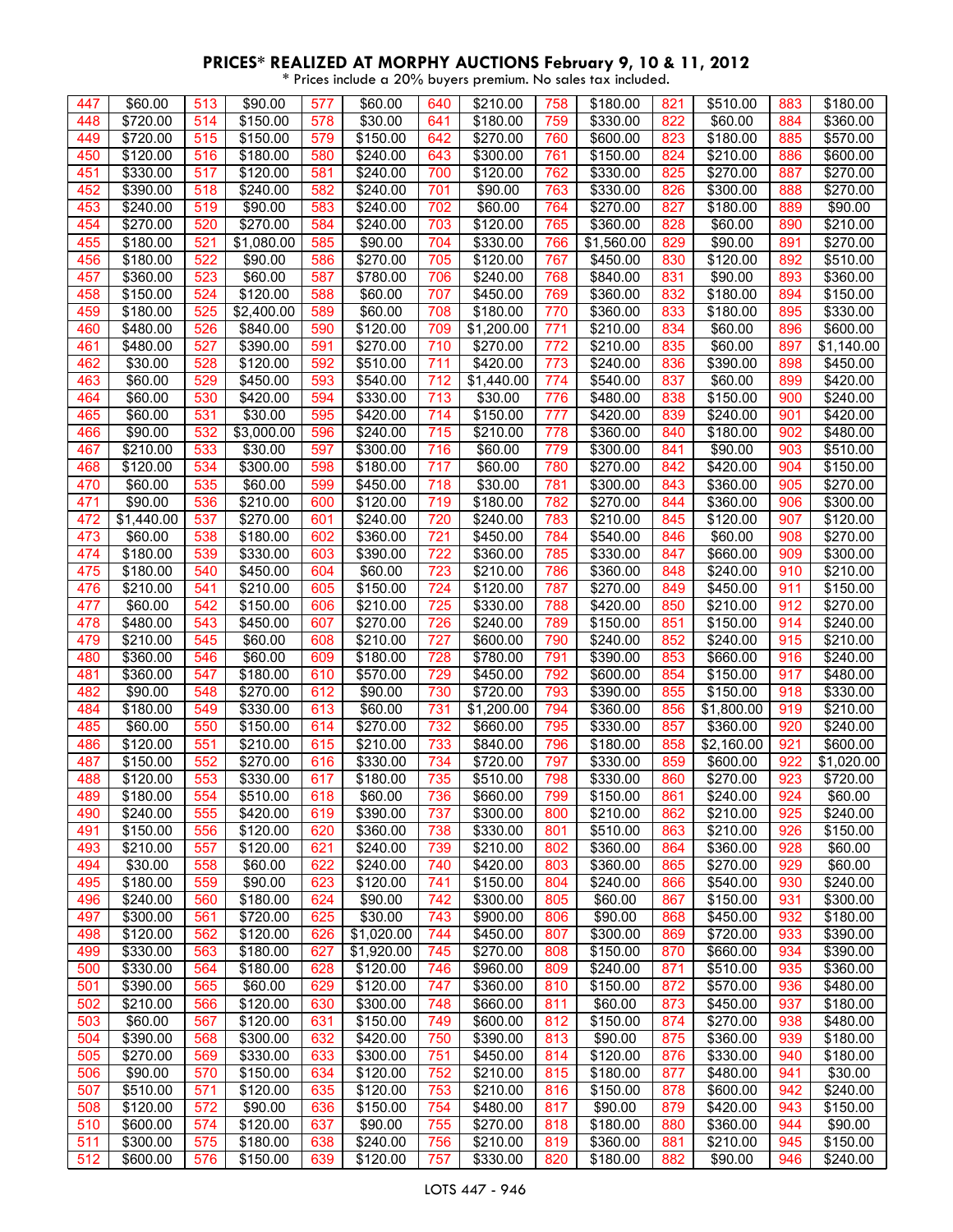# PRICES* REALIZED AT MORPHY AUCTIONS February 9, 10 & 11, 2012

\* Prices include a 20% buyers premium. No sales tax included.

| Lot | Price | Lot | Price | Lot | Price | Lot | Price | Lot | Price | Lot | Price | Lot | Price |
|---|---|---|---|---|---|---|---|---|---|---|---|---|---|
| 447 | $60.00 | 513 | $90.00 | 577 | $60.00 | 640 | $210.00 | 758 | $180.00 | 821 | $510.00 | 883 | $180.00 |
| 448 | $720.00 | 514 | $150.00 | 578 | $30.00 | 641 | $180.00 | 759 | $330.00 | 822 | $60.00 | 884 | $360.00 |
| 449 | $720.00 | 515 | $150.00 | 579 | $150.00 | 642 | $270.00 | 760 | $600.00 | 823 | $180.00 | 885 | $570.00 |
| 450 | $120.00 | 516 | $180.00 | 580 | $240.00 | 643 | $300.00 | 761 | $150.00 | 824 | $210.00 | 886 | $600.00 |
| 451 | $330.00 | 517 | $120.00 | 581 | $240.00 | 700 | $120.00 | 762 | $330.00 | 825 | $270.00 | 887 | $270.00 |
| 452 | $390.00 | 518 | $240.00 | 582 | $240.00 | 701 | $90.00 | 763 | $330.00 | 826 | $300.00 | 888 | $270.00 |
| 453 | $240.00 | 519 | $90.00 | 583 | $240.00 | 702 | $60.00 | 764 | $270.00 | 827 | $180.00 | 889 | $90.00 |
| 454 | $270.00 | 520 | $270.00 | 584 | $240.00 | 703 | $120.00 | 765 | $360.00 | 828 | $60.00 | 890 | $210.00 |
| 455 | $180.00 | 521 | $1,080.00 | 585 | $90.00 | 704 | $330.00 | 766 | $1,560.00 | 829 | $90.00 | 891 | $270.00 |
| 456 | $180.00 | 522 | $90.00 | 586 | $270.00 | 705 | $120.00 | 767 | $450.00 | 830 | $120.00 | 892 | $510.00 |
| 457 | $360.00 | 523 | $60.00 | 587 | $780.00 | 706 | $240.00 | 768 | $840.00 | 831 | $90.00 | 893 | $360.00 |
| 458 | $150.00 | 524 | $120.00 | 588 | $60.00 | 707 | $450.00 | 769 | $360.00 | 832 | $180.00 | 894 | $150.00 |
| 459 | $180.00 | 525 | $2,400.00 | 589 | $60.00 | 708 | $180.00 | 770 | $360.00 | 833 | $180.00 | 895 | $330.00 |
| 460 | $480.00 | 526 | $840.00 | 590 | $120.00 | 709 | $1,200.00 | 771 | $210.00 | 834 | $60.00 | 896 | $600.00 |
| 461 | $480.00 | 527 | $390.00 | 591 | $270.00 | 710 | $270.00 | 772 | $210.00 | 835 | $60.00 | 897 | $1,140.00 |
| 462 | $30.00 | 528 | $120.00 | 592 | $510.00 | 711 | $420.00 | 773 | $240.00 | 836 | $390.00 | 898 | $450.00 |
| 463 | $60.00 | 529 | $450.00 | 593 | $540.00 | 712 | $1,440.00 | 774 | $540.00 | 837 | $60.00 | 899 | $420.00 |
| 464 | $60.00 | 530 | $420.00 | 594 | $330.00 | 713 | $30.00 | 776 | $480.00 | 838 | $150.00 | 900 | $240.00 |
| 465 | $60.00 | 531 | $30.00 | 595 | $420.00 | 714 | $150.00 | 777 | $420.00 | 839 | $240.00 | 901 | $420.00 |
| 466 | $90.00 | 532 | $3,000.00 | 596 | $240.00 | 715 | $210.00 | 778 | $360.00 | 840 | $180.00 | 902 | $480.00 |
| 467 | $210.00 | 533 | $30.00 | 597 | $300.00 | 716 | $60.00 | 779 | $300.00 | 841 | $90.00 | 903 | $510.00 |
| 468 | $120.00 | 534 | $300.00 | 598 | $180.00 | 717 | $60.00 | 780 | $270.00 | 842 | $420.00 | 904 | $150.00 |
| 470 | $60.00 | 535 | $60.00 | 599 | $450.00 | 718 | $30.00 | 781 | $300.00 | 843 | $360.00 | 905 | $270.00 |
| 471 | $90.00 | 536 | $210.00 | 600 | $120.00 | 719 | $180.00 | 782 | $270.00 | 844 | $360.00 | 906 | $300.00 |
| 472 | $1,440.00 | 537 | $270.00 | 601 | $240.00 | 720 | $240.00 | 783 | $210.00 | 845 | $120.00 | 907 | $120.00 |
| 473 | $60.00 | 538 | $180.00 | 602 | $360.00 | 721 | $450.00 | 784 | $540.00 | 846 | $60.00 | 908 | $270.00 |
| 474 | $180.00 | 539 | $330.00 | 603 | $390.00 | 722 | $360.00 | 785 | $330.00 | 847 | $660.00 | 909 | $300.00 |
| 475 | $180.00 | 540 | $450.00 | 604 | $60.00 | 723 | $210.00 | 786 | $360.00 | 848 | $240.00 | 910 | $210.00 |
| 476 | $210.00 | 541 | $210.00 | 605 | $150.00 | 724 | $120.00 | 787 | $270.00 | 849 | $450.00 | 911 | $150.00 |
| 477 | $60.00 | 542 | $150.00 | 606 | $210.00 | 725 | $330.00 | 788 | $420.00 | 850 | $210.00 | 912 | $270.00 |
| 478 | $480.00 | 543 | $450.00 | 607 | $270.00 | 726 | $240.00 | 789 | $150.00 | 851 | $150.00 | 914 | $240.00 |
| 479 | $210.00 | 545 | $60.00 | 608 | $210.00 | 727 | $600.00 | 790 | $240.00 | 852 | $240.00 | 915 | $210.00 |
| 480 | $360.00 | 546 | $60.00 | 609 | $180.00 | 728 | $780.00 | 791 | $390.00 | 853 | $660.00 | 916 | $240.00 |
| 481 | $360.00 | 547 | $180.00 | 610 | $570.00 | 729 | $450.00 | 792 | $600.00 | 854 | $150.00 | 917 | $480.00 |
| 482 | $90.00 | 548 | $270.00 | 612 | $90.00 | 730 | $720.00 | 793 | $390.00 | 855 | $150.00 | 918 | $330.00 |
| 484 | $180.00 | 549 | $330.00 | 613 | $60.00 | 731 | $1,200.00 | 794 | $360.00 | 856 | $1,800.00 | 919 | $210.00 |
| 485 | $60.00 | 550 | $150.00 | 614 | $270.00 | 732 | $660.00 | 795 | $330.00 | 857 | $360.00 | 920 | $240.00 |
| 486 | $120.00 | 551 | $210.00 | 615 | $210.00 | 733 | $840.00 | 796 | $180.00 | 858 | $2,160.00 | 921 | $600.00 |
| 487 | $150.00 | 552 | $270.00 | 616 | $330.00 | 734 | $720.00 | 797 | $330.00 | 859 | $600.00 | 922 | $1,020.00 |
| 488 | $120.00 | 553 | $330.00 | 617 | $180.00 | 735 | $510.00 | 798 | $330.00 | 860 | $270.00 | 923 | $720.00 |
| 489 | $180.00 | 554 | $510.00 | 618 | $60.00 | 736 | $660.00 | 799 | $150.00 | 861 | $240.00 | 924 | $60.00 |
| 490 | $240.00 | 555 | $420.00 | 619 | $390.00 | 737 | $300.00 | 800 | $210.00 | 862 | $210.00 | 925 | $240.00 |
| 491 | $150.00 | 556 | $120.00 | 620 | $360.00 | 738 | $330.00 | 801 | $510.00 | 863 | $210.00 | 926 | $150.00 |
| 493 | $210.00 | 557 | $120.00 | 621 | $240.00 | 739 | $210.00 | 802 | $360.00 | 864 | $360.00 | 928 | $60.00 |
| 494 | $30.00 | 558 | $60.00 | 622 | $240.00 | 740 | $420.00 | 803 | $360.00 | 865 | $270.00 | 929 | $60.00 |
| 495 | $180.00 | 559 | $90.00 | 623 | $120.00 | 741 | $150.00 | 804 | $240.00 | 866 | $540.00 | 930 | $240.00 |
| 496 | $240.00 | 560 | $180.00 | 624 | $90.00 | 742 | $300.00 | 805 | $60.00 | 867 | $150.00 | 931 | $300.00 |
| 497 | $300.00 | 561 | $720.00 | 625 | $30.00 | 743 | $900.00 | 806 | $90.00 | 868 | $450.00 | 932 | $180.00 |
| 498 | $120.00 | 562 | $120.00 | 626 | $1,020.00 | 744 | $450.00 | 807 | $300.00 | 869 | $720.00 | 933 | $390.00 |
| 499 | $330.00 | 563 | $180.00 | 627 | $1,920.00 | 745 | $270.00 | 808 | $150.00 | 870 | $660.00 | 934 | $390.00 |
| 500 | $330.00 | 564 | $180.00 | 628 | $120.00 | 746 | $960.00 | 809 | $240.00 | 871 | $510.00 | 935 | $360.00 |
| 501 | $390.00 | 565 | $60.00 | 629 | $120.00 | 747 | $360.00 | 810 | $150.00 | 872 | $570.00 | 936 | $480.00 |
| 502 | $210.00 | 566 | $120.00 | 630 | $300.00 | 748 | $660.00 | 811 | $60.00 | 873 | $450.00 | 937 | $180.00 |
| 503 | $60.00 | 567 | $120.00 | 631 | $150.00 | 749 | $600.00 | 812 | $150.00 | 874 | $270.00 | 938 | $480.00 |
| 504 | $390.00 | 568 | $300.00 | 632 | $420.00 | 750 | $390.00 | 813 | $90.00 | 875 | $360.00 | 939 | $180.00 |
| 505 | $270.00 | 569 | $330.00 | 633 | $300.00 | 751 | $450.00 | 814 | $120.00 | 876 | $330.00 | 940 | $180.00 |
| 506 | $90.00 | 570 | $150.00 | 634 | $120.00 | 752 | $210.00 | 815 | $180.00 | 877 | $480.00 | 941 | $30.00 |
| 507 | $510.00 | 571 | $120.00 | 635 | $120.00 | 753 | $210.00 | 816 | $150.00 | 878 | $600.00 | 942 | $240.00 |
| 508 | $120.00 | 572 | $90.00 | 636 | $150.00 | 754 | $480.00 | 817 | $90.00 | 879 | $420.00 | 943 | $150.00 |
| 510 | $600.00 | 574 | $120.00 | 637 | $90.00 | 755 | $270.00 | 818 | $180.00 | 880 | $360.00 | 944 | $90.00 |
| 511 | $300.00 | 575 | $180.00 | 638 | $240.00 | 756 | $210.00 | 819 | $360.00 | 881 | $210.00 | 945 | $150.00 |
| 512 | $600.00 | 576 | $150.00 | 639 | $120.00 | 757 | $330.00 | 820 | $180.00 | 882 | $90.00 | 946 | $240.00 |

LOTS 447 - 946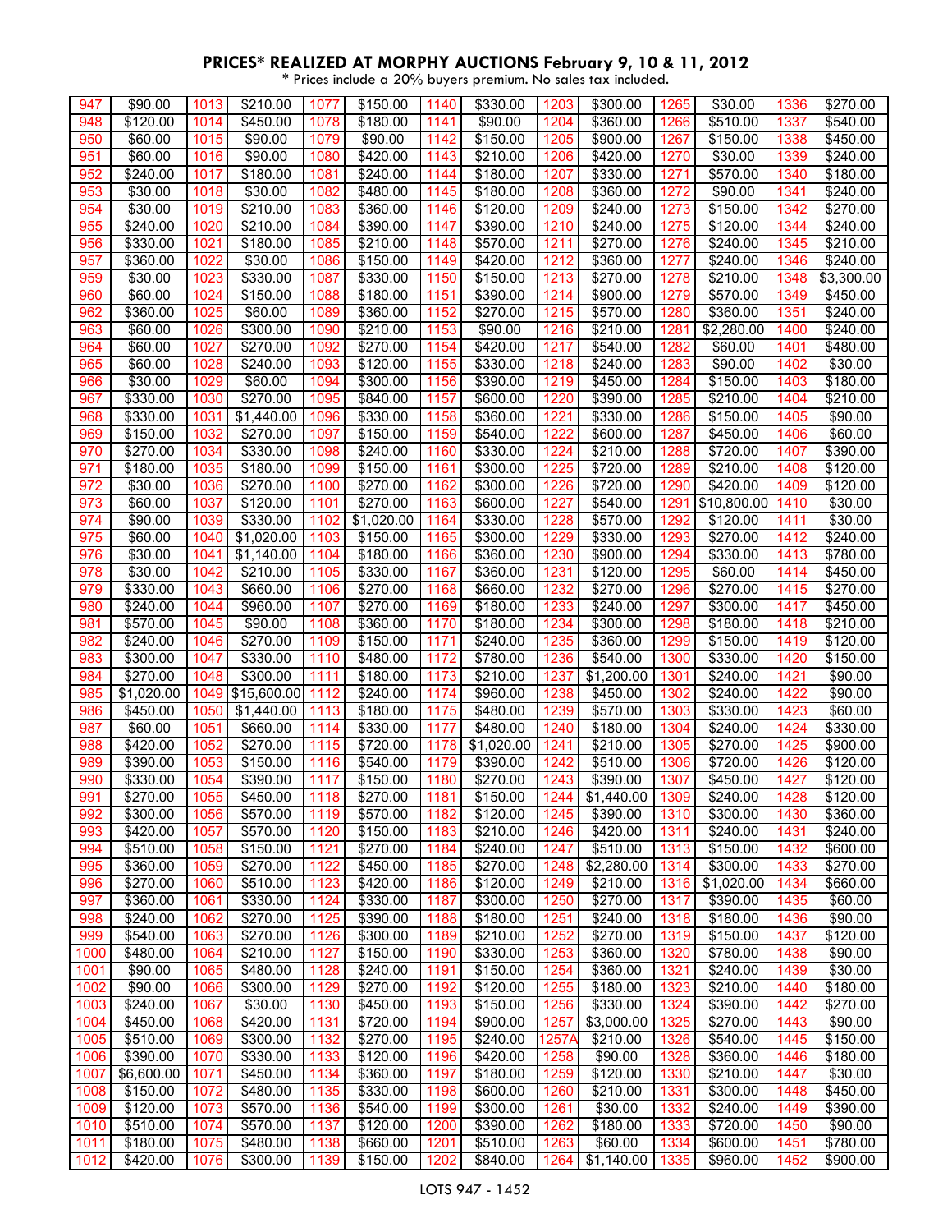## PRICES* REALIZED AT MORPHY AUCTIONS February 9, 10 & 11, 2012

\* Prices include a 20% buyers premium. No sales tax included.

| Lot | Price | Lot | Price | Lot | Price | Lot | Price | Lot | Price | Lot | Price | Lot | Price |
|---|---|---|---|---|---|---|---|---|---|---|---|---|---|
| 947 | $90.00 | 1013 | $210.00 | 1077 | $150.00 | 1140 | $330.00 | 1203 | $300.00 | 1265 | $30.00 | 1336 | $270.00 |
| 948 | $120.00 | 1014 | $450.00 | 1078 | $180.00 | 1141 | $90.00 | 1204 | $360.00 | 1266 | $510.00 | 1337 | $540.00 |
| 950 | $60.00 | 1015 | $90.00 | 1079 | $90.00 | 1142 | $150.00 | 1205 | $900.00 | 1267 | $150.00 | 1338 | $450.00 |
| 951 | $60.00 | 1016 | $90.00 | 1080 | $420.00 | 1143 | $210.00 | 1206 | $420.00 | 1270 | $30.00 | 1339 | $240.00 |
| 952 | $240.00 | 1017 | $180.00 | 1081 | $240.00 | 1144 | $180.00 | 1207 | $330.00 | 1271 | $570.00 | 1340 | $180.00 |
| 953 | $30.00 | 1018 | $30.00 | 1082 | $480.00 | 1145 | $180.00 | 1208 | $360.00 | 1272 | $90.00 | 1341 | $240.00 |
| 954 | $30.00 | 1019 | $210.00 | 1083 | $360.00 | 1146 | $120.00 | 1209 | $240.00 | 1273 | $150.00 | 1342 | $270.00 |
| 955 | $240.00 | 1020 | $210.00 | 1084 | $390.00 | 1147 | $390.00 | 1210 | $240.00 | 1275 | $120.00 | 1344 | $240.00 |
| 956 | $330.00 | 1021 | $180.00 | 1085 | $210.00 | 1148 | $570.00 | 1211 | $270.00 | 1276 | $240.00 | 1345 | $210.00 |
| 957 | $360.00 | 1022 | $30.00 | 1086 | $150.00 | 1149 | $420.00 | 1212 | $360.00 | 1277 | $240.00 | 1346 | $240.00 |
| 959 | $30.00 | 1023 | $330.00 | 1087 | $330.00 | 1150 | $150.00 | 1213 | $270.00 | 1278 | $210.00 | 1348 | $3,300.00 |
| 960 | $60.00 | 1024 | $150.00 | 1088 | $180.00 | 1151 | $390.00 | 1214 | $900.00 | 1279 | $570.00 | 1349 | $450.00 |
| 962 | $360.00 | 1025 | $60.00 | 1089 | $360.00 | 1152 | $270.00 | 1215 | $570.00 | 1280 | $360.00 | 1351 | $240.00 |
| 963 | $60.00 | 1026 | $300.00 | 1090 | $210.00 | 1153 | $90.00 | 1216 | $210.00 | 1281 | $2,280.00 | 1400 | $240.00 |
| 964 | $60.00 | 1027 | $270.00 | 1092 | $270.00 | 1154 | $420.00 | 1217 | $540.00 | 1282 | $60.00 | 1401 | $480.00 |
| 965 | $60.00 | 1028 | $240.00 | 1093 | $120.00 | 1155 | $330.00 | 1218 | $240.00 | 1283 | $90.00 | 1402 | $30.00 |
| 966 | $30.00 | 1029 | $60.00 | 1094 | $300.00 | 1156 | $390.00 | 1219 | $450.00 | 1284 | $150.00 | 1403 | $180.00 |
| 967 | $330.00 | 1030 | $270.00 | 1095 | $840.00 | 1157 | $600.00 | 1220 | $390.00 | 1285 | $210.00 | 1404 | $210.00 |
| 968 | $330.00 | 1031 | $1,440.00 | 1096 | $330.00 | 1158 | $360.00 | 1221 | $330.00 | 1286 | $150.00 | 1405 | $90.00 |
| 969 | $150.00 | 1032 | $270.00 | 1097 | $150.00 | 1159 | $540.00 | 1222 | $600.00 | 1287 | $450.00 | 1406 | $60.00 |
| 970 | $270.00 | 1034 | $330.00 | 1098 | $240.00 | 1160 | $330.00 | 1224 | $210.00 | 1288 | $720.00 | 1407 | $390.00 |
| 971 | $180.00 | 1035 | $180.00 | 1099 | $150.00 | 1161 | $300.00 | 1225 | $720.00 | 1289 | $210.00 | 1408 | $120.00 |
| 972 | $30.00 | 1036 | $270.00 | 1100 | $270.00 | 1162 | $300.00 | 1226 | $720.00 | 1290 | $420.00 | 1409 | $120.00 |
| 973 | $60.00 | 1037 | $120.00 | 1101 | $270.00 | 1163 | $600.00 | 1227 | $540.00 | 1291 | $10,800.00 | 1410 | $30.00 |
| 974 | $90.00 | 1039 | $330.00 | 1102 | $1,020.00 | 1164 | $330.00 | 1228 | $570.00 | 1292 | $120.00 | 1411 | $30.00 |
| 975 | $60.00 | 1040 | $1,020.00 | 1103 | $150.00 | 1165 | $300.00 | 1229 | $330.00 | 1293 | $270.00 | 1412 | $240.00 |
| 976 | $30.00 | 1041 | $1,140.00 | 1104 | $180.00 | 1166 | $360.00 | 1230 | $900.00 | 1294 | $330.00 | 1413 | $780.00 |
| 978 | $30.00 | 1042 | $210.00 | 1105 | $330.00 | 1167 | $360.00 | 1231 | $120.00 | 1295 | $60.00 | 1414 | $450.00 |
| 979 | $330.00 | 1043 | $660.00 | 1106 | $270.00 | 1168 | $660.00 | 1232 | $270.00 | 1296 | $270.00 | 1415 | $270.00 |
| 980 | $240.00 | 1044 | $960.00 | 1107 | $270.00 | 1169 | $180.00 | 1233 | $240.00 | 1297 | $300.00 | 1417 | $450.00 |
| 981 | $570.00 | 1045 | $90.00 | 1108 | $360.00 | 1170 | $180.00 | 1234 | $300.00 | 1298 | $180.00 | 1418 | $210.00 |
| 982 | $240.00 | 1046 | $270.00 | 1109 | $150.00 | 1171 | $240.00 | 1235 | $360.00 | 1299 | $150.00 | 1419 | $120.00 |
| 983 | $300.00 | 1047 | $330.00 | 1110 | $480.00 | 1172 | $780.00 | 1236 | $540.00 | 1300 | $330.00 | 1420 | $150.00 |
| 984 | $270.00 | 1048 | $300.00 | 1111 | $180.00 | 1173 | $210.00 | 1237 | $1,200.00 | 1301 | $240.00 | 1421 | $90.00 |
| 985 | $1,020.00 | 1049 | $15,600.00 | 1112 | $240.00 | 1174 | $960.00 | 1238 | $450.00 | 1302 | $240.00 | 1422 | $90.00 |
| 986 | $450.00 | 1050 | $1,440.00 | 1113 | $180.00 | 1175 | $480.00 | 1239 | $570.00 | 1303 | $330.00 | 1423 | $60.00 |
| 987 | $60.00 | 1051 | $660.00 | 1114 | $330.00 | 1177 | $480.00 | 1240 | $180.00 | 1304 | $240.00 | 1424 | $330.00 |
| 988 | $420.00 | 1052 | $270.00 | 1115 | $720.00 | 1178 | $1,020.00 | 1241 | $210.00 | 1305 | $270.00 | 1425 | $900.00 |
| 989 | $390.00 | 1053 | $150.00 | 1116 | $540.00 | 1179 | $390.00 | 1242 | $510.00 | 1306 | $720.00 | 1426 | $120.00 |
| 990 | $330.00 | 1054 | $390.00 | 1117 | $150.00 | 1180 | $270.00 | 1243 | $390.00 | 1307 | $450.00 | 1427 | $120.00 |
| 991 | $270.00 | 1055 | $450.00 | 1118 | $270.00 | 1181 | $150.00 | 1244 | $1,440.00 | 1309 | $240.00 | 1428 | $120.00 |
| 992 | $300.00 | 1056 | $570.00 | 1119 | $570.00 | 1182 | $120.00 | 1245 | $390.00 | 1310 | $300.00 | 1430 | $360.00 |
| 993 | $420.00 | 1057 | $570.00 | 1120 | $150.00 | 1183 | $210.00 | 1246 | $420.00 | 1311 | $240.00 | 1431 | $240.00 |
| 994 | $510.00 | 1058 | $150.00 | 1121 | $270.00 | 1184 | $240.00 | 1247 | $510.00 | 1313 | $150.00 | 1432 | $600.00 |
| 995 | $360.00 | 1059 | $270.00 | 1122 | $450.00 | 1185 | $270.00 | 1248 | $2,280.00 | 1314 | $300.00 | 1433 | $270.00 |
| 996 | $270.00 | 1060 | $510.00 | 1123 | $420.00 | 1186 | $120.00 | 1249 | $210.00 | 1316 | $1,020.00 | 1434 | $660.00 |
| 997 | $360.00 | 1061 | $330.00 | 1124 | $330.00 | 1187 | $300.00 | 1250 | $270.00 | 1317 | $390.00 | 1435 | $60.00 |
| 998 | $240.00 | 1062 | $270.00 | 1125 | $390.00 | 1188 | $180.00 | 1251 | $240.00 | 1318 | $180.00 | 1436 | $90.00 |
| 999 | $540.00 | 1063 | $270.00 | 1126 | $300.00 | 1189 | $210.00 | 1252 | $270.00 | 1319 | $150.00 | 1437 | $120.00 |
| 1000 | $480.00 | 1064 | $210.00 | 1127 | $150.00 | 1190 | $330.00 | 1253 | $360.00 | 1320 | $780.00 | 1438 | $90.00 |
| 1001 | $90.00 | 1065 | $480.00 | 1128 | $240.00 | 1191 | $150.00 | 1254 | $360.00 | 1321 | $240.00 | 1439 | $30.00 |
| 1002 | $90.00 | 1066 | $300.00 | 1129 | $270.00 | 1192 | $120.00 | 1255 | $180.00 | 1323 | $210.00 | 1440 | $180.00 |
| 1003 | $240.00 | 1067 | $30.00 | 1130 | $450.00 | 1193 | $150.00 | 1256 | $330.00 | 1324 | $390.00 | 1442 | $270.00 |
| 1004 | $450.00 | 1068 | $420.00 | 1131 | $720.00 | 1194 | $900.00 | 1257 | $3,000.00 | 1325 | $270.00 | 1443 | $90.00 |
| 1005 | $510.00 | 1069 | $300.00 | 1132 | $270.00 | 1195 | $240.00 | 1257A | $210.00 | 1326 | $540.00 | 1445 | $150.00 |
| 1006 | $390.00 | 1070 | $330.00 | 1133 | $120.00 | 1196 | $420.00 | 1258 | $90.00 | 1328 | $360.00 | 1446 | $180.00 |
| 1007 | $6,600.00 | 1071 | $450.00 | 1134 | $360.00 | 1197 | $180.00 | 1259 | $120.00 | 1330 | $210.00 | 1447 | $30.00 |
| 1008 | $150.00 | 1072 | $480.00 | 1135 | $330.00 | 1198 | $600.00 | 1260 | $210.00 | 1331 | $300.00 | 1448 | $450.00 |
| 1009 | $120.00 | 1073 | $570.00 | 1136 | $540.00 | 1199 | $300.00 | 1261 | $30.00 | 1332 | $240.00 | 1449 | $390.00 |
| 1010 | $510.00 | 1074 | $570.00 | 1137 | $120.00 | 1200 | $390.00 | 1262 | $180.00 | 1333 | $720.00 | 1450 | $90.00 |
| 1011 | $180.00 | 1075 | $480.00 | 1138 | $660.00 | 1201 | $510.00 | 1263 | $60.00 | 1334 | $600.00 | 1451 | $780.00 |
| 1012 | $420.00 | 1076 | $300.00 | 1139 | $150.00 | 1202 | $840.00 | 1264 | $1,140.00 | 1335 | $960.00 | 1452 | $900.00 |

LOTS 947 - 1452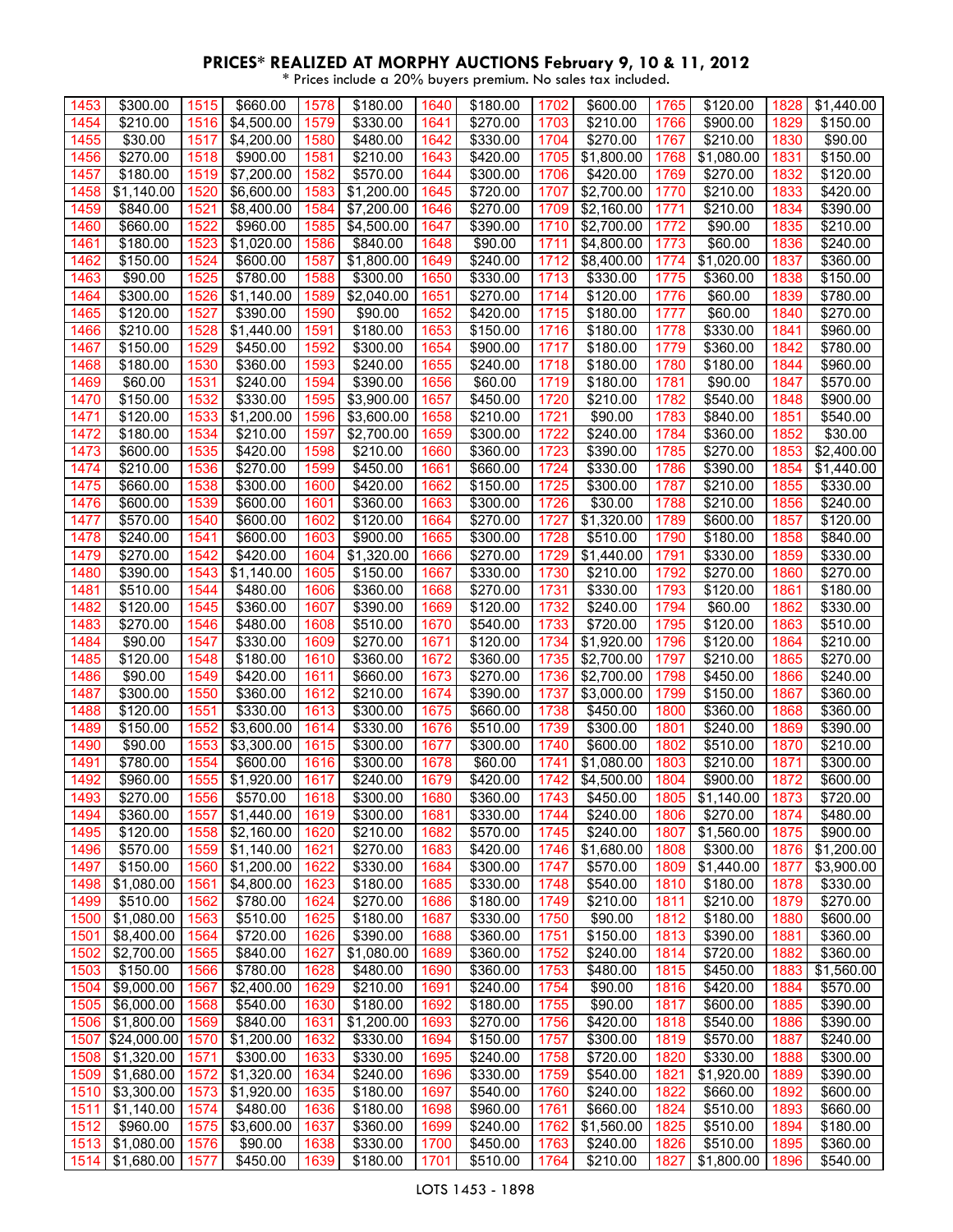# PRICES* REALIZED AT MORPHY AUCTIONS February 9, 10 & 11, 2012

\* Prices include a 20% buyers premium. No sales tax included.

| | | | | | | | | | | | | | | | |
|---|---|---|---|---|---|---|---|---|---|---|---|---|---|---|---|
| 1453 | $300.00 | 1515 | $660.00 | 1578 | $180.00 | 1640 | $180.00 | 1702 | $600.00 | 1765 | $120.00 | 1828 | $1,440.00 |
| 1454 | $210.00 | 1516 | $4,500.00 | 1579 | $330.00 | 1641 | $270.00 | 1703 | $210.00 | 1766 | $900.00 | 1829 | $150.00 |
| 1455 | $30.00 | 1517 | $4,200.00 | 1580 | $480.00 | 1642 | $330.00 | 1704 | $270.00 | 1767 | $210.00 | 1830 | $90.00 |
| 1456 | $270.00 | 1518 | $900.00 | 1581 | $210.00 | 1643 | $420.00 | 1705 | $1,800.00 | 1768 | $1,080.00 | 1831 | $150.00 |
| 1457 | $180.00 | 1519 | $7,200.00 | 1582 | $570.00 | 1644 | $300.00 | 1706 | $420.00 | 1769 | $270.00 | 1832 | $120.00 |
| 1458 | $1,140.00 | 1520 | $6,600.00 | 1583 | $1,200.00 | 1645 | $720.00 | 1707 | $2,700.00 | 1770 | $210.00 | 1833 | $420.00 |
| 1459 | $840.00 | 1521 | $8,400.00 | 1584 | $7,200.00 | 1646 | $270.00 | 1709 | $2,160.00 | 1771 | $210.00 | 1834 | $390.00 |
| 1460 | $660.00 | 1522 | $960.00 | 1585 | $4,500.00 | 1647 | $390.00 | 1710 | $2,700.00 | 1772 | $90.00 | 1835 | $210.00 |
| 1461 | $180.00 | 1523 | $1,020.00 | 1586 | $840.00 | 1648 | $90.00 | 1711 | $4,800.00 | 1773 | $60.00 | 1836 | $240.00 |
| 1462 | $150.00 | 1524 | $600.00 | 1587 | $1,800.00 | 1649 | $240.00 | 1712 | $8,400.00 | 1774 | $1,020.00 | 1837 | $360.00 |
| 1463 | $90.00 | 1525 | $780.00 | 1588 | $300.00 | 1650 | $330.00 | 1713 | $330.00 | 1775 | $360.00 | 1838 | $150.00 |
| 1464 | $300.00 | 1526 | $1,140.00 | 1589 | $2,040.00 | 1651 | $270.00 | 1714 | $120.00 | 1776 | $60.00 | 1839 | $780.00 |
| 1465 | $120.00 | 1527 | $390.00 | 1590 | $90.00 | 1652 | $420.00 | 1715 | $180.00 | 1777 | $60.00 | 1840 | $270.00 |
| 1466 | $210.00 | 1528 | $1,440.00 | 1591 | $180.00 | 1653 | $150.00 | 1716 | $180.00 | 1778 | $330.00 | 1841 | $960.00 |
| 1467 | $150.00 | 1529 | $450.00 | 1592 | $300.00 | 1654 | $900.00 | 1717 | $180.00 | 1779 | $360.00 | 1842 | $780.00 |
| 1468 | $180.00 | 1530 | $360.00 | 1593 | $240.00 | 1655 | $240.00 | 1718 | $180.00 | 1780 | $180.00 | 1844 | $960.00 |
| 1469 | $60.00 | 1531 | $240.00 | 1594 | $390.00 | 1656 | $60.00 | 1719 | $180.00 | 1781 | $90.00 | 1847 | $570.00 |
| 1470 | $150.00 | 1532 | $330.00 | 1595 | $3,900.00 | 1657 | $450.00 | 1720 | $210.00 | 1782 | $540.00 | 1848 | $900.00 |
| 1471 | $120.00 | 1533 | $1,200.00 | 1596 | $3,600.00 | 1658 | $210.00 | 1721 | $90.00 | 1783 | $840.00 | 1851 | $540.00 |
| 1472 | $180.00 | 1534 | $210.00 | 1597 | $2,700.00 | 1659 | $300.00 | 1722 | $240.00 | 1784 | $360.00 | 1852 | $30.00 |
| 1473 | $600.00 | 1535 | $420.00 | 1598 | $210.00 | 1660 | $360.00 | 1723 | $390.00 | 1785 | $270.00 | 1853 | $2,400.00 |
| 1474 | $210.00 | 1536 | $270.00 | 1599 | $450.00 | 1661 | $660.00 | 1724 | $330.00 | 1786 | $390.00 | 1854 | $1,440.00 |
| 1475 | $660.00 | 1538 | $300.00 | 1600 | $420.00 | 1662 | $150.00 | 1725 | $300.00 | 1787 | $210.00 | 1855 | $330.00 |
| 1476 | $600.00 | 1539 | $600.00 | 1601 | $360.00 | 1663 | $300.00 | 1726 | $30.00 | 1788 | $210.00 | 1856 | $240.00 |
| 1477 | $570.00 | 1540 | $600.00 | 1602 | $120.00 | 1664 | $270.00 | 1727 | $1,320.00 | 1789 | $600.00 | 1857 | $120.00 |
| 1478 | $240.00 | 1541 | $600.00 | 1603 | $900.00 | 1665 | $300.00 | 1728 | $510.00 | 1790 | $180.00 | 1858 | $840.00 |
| 1479 | $270.00 | 1542 | $420.00 | 1604 | $1,320.00 | 1666 | $270.00 | 1729 | $1,440.00 | 1791 | $330.00 | 1859 | $330.00 |
| 1480 | $390.00 | 1543 | $1,140.00 | 1605 | $150.00 | 1667 | $330.00 | 1730 | $210.00 | 1792 | $270.00 | 1860 | $270.00 |
| 1481 | $510.00 | 1544 | $480.00 | 1606 | $360.00 | 1668 | $270.00 | 1731 | $330.00 | 1793 | $120.00 | 1861 | $180.00 |
| 1482 | $120.00 | 1545 | $360.00 | 1607 | $390.00 | 1669 | $120.00 | 1732 | $240.00 | 1794 | $60.00 | 1862 | $330.00 |
| 1483 | $270.00 | 1546 | $480.00 | 1608 | $510.00 | 1670 | $540.00 | 1733 | $720.00 | 1795 | $120.00 | 1863 | $510.00 |
| 1484 | $90.00 | 1547 | $330.00 | 1609 | $270.00 | 1671 | $120.00 | 1734 | $1,920.00 | 1796 | $120.00 | 1864 | $210.00 |
| 1485 | $120.00 | 1548 | $180.00 | 1610 | $360.00 | 1672 | $360.00 | 1735 | $2,700.00 | 1797 | $210.00 | 1865 | $270.00 |
| 1486 | $90.00 | 1549 | $420.00 | 1611 | $660.00 | 1673 | $270.00 | 1736 | $2,700.00 | 1798 | $450.00 | 1866 | $240.00 |
| 1487 | $300.00 | 1550 | $360.00 | 1612 | $210.00 | 1674 | $390.00 | 1737 | $3,000.00 | 1799 | $150.00 | 1867 | $360.00 |
| 1488 | $120.00 | 1551 | $330.00 | 1613 | $300.00 | 1675 | $660.00 | 1738 | $450.00 | 1800 | $360.00 | 1868 | $360.00 |
| 1489 | $150.00 | 1552 | $3,600.00 | 1614 | $330.00 | 1676 | $510.00 | 1739 | $300.00 | 1801 | $240.00 | 1869 | $390.00 |
| 1490 | $90.00 | 1553 | $3,300.00 | 1615 | $300.00 | 1677 | $300.00 | 1740 | $600.00 | 1802 | $510.00 | 1870 | $210.00 |
| 1491 | $780.00 | 1554 | $600.00 | 1616 | $300.00 | 1678 | $60.00 | 1741 | $1,080.00 | 1803 | $210.00 | 1871 | $300.00 |
| 1492 | $960.00 | 1555 | $1,920.00 | 1617 | $240.00 | 1679 | $420.00 | 1742 | $4,500.00 | 1804 | $900.00 | 1872 | $600.00 |
| 1493 | $270.00 | 1556 | $570.00 | 1618 | $300.00 | 1680 | $360.00 | 1743 | $450.00 | 1805 | $1,140.00 | 1873 | $720.00 |
| 1494 | $360.00 | 1557 | $1,440.00 | 1619 | $300.00 | 1681 | $330.00 | 1744 | $240.00 | 1806 | $270.00 | 1874 | $480.00 |
| 1495 | $120.00 | 1558 | $2,160.00 | 1620 | $210.00 | 1682 | $570.00 | 1745 | $240.00 | 1807 | $1,560.00 | 1875 | $900.00 |
| 1496 | $570.00 | 1559 | $1,140.00 | 1621 | $270.00 | 1683 | $420.00 | 1746 | $1,680.00 | 1808 | $300.00 | 1876 | $1,200.00 |
| 1497 | $150.00 | 1560 | $1,200.00 | 1622 | $330.00 | 1684 | $300.00 | 1747 | $570.00 | 1809 | $1,440.00 | 1877 | $3,900.00 |
| 1498 | $1,080.00 | 1561 | $4,800.00 | 1623 | $180.00 | 1685 | $330.00 | 1748 | $540.00 | 1810 | $180.00 | 1878 | $330.00 |
| 1499 | $510.00 | 1562 | $780.00 | 1624 | $270.00 | 1686 | $180.00 | 1749 | $210.00 | 1811 | $210.00 | 1879 | $270.00 |
| 1500 | $1,080.00 | 1563 | $510.00 | 1625 | $180.00 | 1687 | $330.00 | 1750 | $90.00 | 1812 | $180.00 | 1880 | $600.00 |
| 1501 | $8,400.00 | 1564 | $720.00 | 1626 | $390.00 | 1688 | $360.00 | 1751 | $150.00 | 1813 | $390.00 | 1881 | $360.00 |
| 1502 | $2,700.00 | 1565 | $840.00 | 1627 | $1,080.00 | 1689 | $360.00 | 1752 | $240.00 | 1814 | $720.00 | 1882 | $360.00 |
| 1503 | $150.00 | 1566 | $780.00 | 1628 | $480.00 | 1690 | $360.00 | 1753 | $480.00 | 1815 | $450.00 | 1883 | $1,560.00 |
| 1504 | $9,000.00 | 1567 | $2,400.00 | 1629 | $210.00 | 1691 | $240.00 | 1754 | $90.00 | 1816 | $420.00 | 1884 | $570.00 |
| 1505 | $6,000.00 | 1568 | $540.00 | 1630 | $180.00 | 1692 | $180.00 | 1755 | $90.00 | 1817 | $600.00 | 1885 | $390.00 |
| 1506 | $1,800.00 | 1569 | $840.00 | 1631 | $1,200.00 | 1693 | $270.00 | 1756 | $420.00 | 1818 | $540.00 | 1886 | $390.00 |
| 1507 | $24,000.00 | 1570 | $1,200.00 | 1632 | $330.00 | 1694 | $150.00 | 1757 | $300.00 | 1819 | $570.00 | 1887 | $240.00 |
| 1508 | $1,320.00 | 1571 | $300.00 | 1633 | $330.00 | 1695 | $240.00 | 1758 | $720.00 | 1820 | $330.00 | 1888 | $300.00 |
| 1509 | $1,680.00 | 1572 | $1,320.00 | 1634 | $240.00 | 1696 | $330.00 | 1759 | $540.00 | 1821 | $1,920.00 | 1889 | $390.00 |
| 1510 | $3,300.00 | 1573 | $1,920.00 | 1635 | $180.00 | 1697 | $540.00 | 1760 | $240.00 | 1822 | $660.00 | 1892 | $600.00 |
| 1511 | $1,140.00 | 1574 | $480.00 | 1636 | $180.00 | 1698 | $960.00 | 1761 | $660.00 | 1824 | $510.00 | 1893 | $660.00 |
| 1512 | $960.00 | 1575 | $3,600.00 | 1637 | $360.00 | 1699 | $240.00 | 1762 | $1,560.00 | 1825 | $510.00 | 1894 | $180.00 |
| 1513 | $1,080.00 | 1576 | $90.00 | 1638 | $330.00 | 1700 | $450.00 | 1763 | $240.00 | 1826 | $510.00 | 1895 | $360.00 |
| 1514 | $1,680.00 | 1577 | $450.00 | 1639 | $180.00 | 1701 | $510.00 | 1764 | $210.00 | 1827 | $1,800.00 | 1896 | $540.00 |

LOTS 1453 - 1898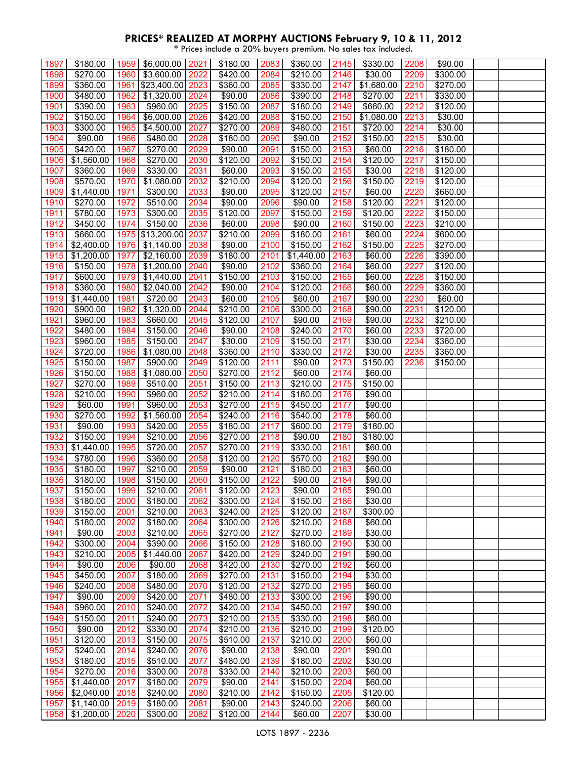## PRICES* REALIZED AT MORPHY AUCTIONS February 9, 10 & 11, 2012

\* Prices include a 20% buyers premium. No sales tax included.

| | | | | | | | | | | | | | |
|---|---|---|---|---|---|---|---|---|---|---|---|---|---|
| 1897 | $180.00 | 1959 | $6,000.00 | 2021 | $180.00 | 2083 | $360.00 | 2145 | $330.00 | 2208 | $90.00 | | |
| 1898 | $270.00 | 1960 | $3,600.00 | 2022 | $420.00 | 2084 | $210.00 | 2146 | $30.00 | 2209 | $300.00 | | |
| 1899 | $360.00 | 1961 | $23,400.00 | 2023 | $360.00 | 2085 | $330.00 | 2147 | $1,680.00 | 2210 | $270.00 | | |
| 1900 | $480.00 | 1962 | $1,320.00 | 2024 | $90.00 | 2086 | $390.00 | 2148 | $270.00 | 2211 | $330.00 | | |
| 1901 | $390.00 | 1963 | $960.00 | 2025 | $150.00 | 2087 | $180.00 | 2149 | $660.00 | 2212 | $120.00 | | |
| 1902 | $150.00 | 1964 | $6,000.00 | 2026 | $420.00 | 2088 | $150.00 | 2150 | $1,080.00 | 2213 | $30.00 | | |
| 1903 | $300.00 | 1965 | $4,500.00 | 2027 | $270.00 | 2089 | $480.00 | 2151 | $720.00 | 2214 | $30.00 | | |
| 1904 | $90.00 | 1966 | $480.00 | 2028 | $180.00 | 2090 | $90.00 | 2152 | $150.00 | 2215 | $30.00 | | |
| 1905 | $420.00 | 1967 | $270.00 | 2029 | $90.00 | 2091 | $150.00 | 2153 | $60.00 | 2216 | $180.00 | | |
| 1906 | $1,560.00 | 1968 | $270.00 | 2030 | $120.00 | 2092 | $150.00 | 2154 | $120.00 | 2217 | $150.00 | | |
| 1907 | $360.00 | 1969 | $330.00 | 2031 | $60.00 | 2093 | $150.00 | 2155 | $30.00 | 2218 | $120.00 | | |
| 1908 | $570.00 | 1970 | $1,080.00 | 2032 | $210.00 | 2094 | $120.00 | 2156 | $150.00 | 2219 | $120.00 | | |
| 1909 | $1,440.00 | 1971 | $300.00 | 2033 | $90.00 | 2095 | $120.00 | 2157 | $60.00 | 2220 | $660.00 | | |
| 1910 | $270.00 | 1972 | $510.00 | 2034 | $90.00 | 2096 | $90.00 | 2158 | $120.00 | 2221 | $120.00 | | |
| 1911 | $780.00 | 1973 | $300.00 | 2035 | $120.00 | 2097 | $150.00 | 2159 | $120.00 | 2222 | $150.00 | | |
| 1912 | $450.00 | 1974 | $150.00 | 2036 | $60.00 | 2098 | $90.00 | 2160 | $150.00 | 2223 | $210.00 | | |
| 1913 | $660.00 | 1975 | $13,200.00 | 2037 | $210.00 | 2099 | $180.00 | 2161 | $60.00 | 2224 | $600.00 | | |
| 1914 | $2,400.00 | 1976 | $1,140.00 | 2038 | $90.00 | 2100 | $150.00 | 2162 | $150.00 | 2225 | $270.00 | | |
| 1915 | $1,200.00 | 1977 | $2,160.00 | 2039 | $180.00 | 2101 | $1,440.00 | 2163 | $60.00 | 2226 | $390.00 | | |
| 1916 | $150.00 | 1978 | $1,200.00 | 2040 | $90.00 | 2102 | $360.00 | 2164 | $60.00 | 2227 | $120.00 | | |
| 1917 | $600.00 | 1979 | $1,440.00 | 2041 | $150.00 | 2103 | $150.00 | 2165 | $60.00 | 2228 | $150.00 | | |
| 1918 | $360.00 | 1980 | $2,040.00 | 2042 | $90.00 | 2104 | $120.00 | 2166 | $60.00 | 2229 | $360.00 | | |
| 1919 | $1,440.00 | 1981 | $720.00 | 2043 | $60.00 | 2105 | $60.00 | 2167 | $90.00 | 2230 | $60.00 | | |
| 1920 | $900.00 | 1982 | $1,320.00 | 2044 | $210.00 | 2106 | $300.00 | 2168 | $90.00 | 2231 | $120.00 | | |
| 1921 | $960.00 | 1983 | $660.00 | 2045 | $120.00 | 2107 | $90.00 | 2169 | $90.00 | 2232 | $210.00 | | |
| 1922 | $480.00 | 1984 | $150.00 | 2046 | $90.00 | 2108 | $240.00 | 2170 | $60.00 | 2233 | $720.00 | | |
| 1923 | $960.00 | 1985 | $150.00 | 2047 | $30.00 | 2109 | $150.00 | 2171 | $30.00 | 2234 | $360.00 | | |
| 1924 | $720.00 | 1986 | $1,080.00 | 2048 | $360.00 | 2110 | $330.00 | 2172 | $30.00 | 2235 | $360.00 | | |
| 1925 | $150.00 | 1987 | $900.00 | 2049 | $120.00 | 2111 | $90.00 | 2173 | $150.00 | 2236 | $150.00 | | |
| 1926 | $150.00 | 1988 | $1,080.00 | 2050 | $270.00 | 2112 | $60.00 | 2174 | $60.00 | | | | |
| 1927 | $270.00 | 1989 | $510.00 | 2051 | $150.00 | 2113 | $210.00 | 2175 | $150.00 | | | | |
| 1928 | $210.00 | 1990 | $960.00 | 2052 | $210.00 | 2114 | $180.00 | 2176 | $90.00 | | | | |
| 1929 | $60.00 | 1991 | $960.00 | 2053 | $270.00 | 2115 | $450.00 | 2177 | $90.00 | | | | |
| 1930 | $270.00 | 1992 | $1,560.00 | 2054 | $240.00 | 2116 | $540.00 | 2178 | $60.00 | | | | |
| 1931 | $90.00 | 1993 | $420.00 | 2055 | $180.00 | 2117 | $600.00 | 2179 | $180.00 | | | | |
| 1932 | $150.00 | 1994 | $210.00 | 2056 | $270.00 | 2118 | $90.00 | 2180 | $180.00 | | | | |
| 1933 | $1,440.00 | 1995 | $720.00 | 2057 | $270.00 | 2119 | $330.00 | 2181 | $60.00 | | | | |
| 1934 | $780.00 | 1996 | $360.00 | 2058 | $120.00 | 2120 | $570.00 | 2182 | $90.00 | | | | |
| 1935 | $180.00 | 1997 | $210.00 | 2059 | $90.00 | 2121 | $180.00 | 2183 | $60.00 | | | | |
| 1936 | $180.00 | 1998 | $150.00 | 2060 | $150.00 | 2122 | $90.00 | 2184 | $90.00 | | | | |
| 1937 | $150.00 | 1999 | $210.00 | 2061 | $120.00 | 2123 | $90.00 | 2185 | $90.00 | | | | |
| 1938 | $180.00 | 2000 | $180.00 | 2062 | $300.00 | 2124 | $150.00 | 2186 | $30.00 | | | | |
| 1939 | $150.00 | 2001 | $210.00 | 2063 | $240.00 | 2125 | $120.00 | 2187 | $300.00 | | | | |
| 1940 | $180.00 | 2002 | $180.00 | 2064 | $300.00 | 2126 | $210.00 | 2188 | $60.00 | | | | |
| 1941 | $90.00 | 2003 | $210.00 | 2065 | $270.00 | 2127 | $270.00 | 2189 | $30.00 | | | | |
| 1942 | $300.00 | 2004 | $390.00 | 2066 | $150.00 | 2128 | $180.00 | 2190 | $30.00 | | | | |
| 1943 | $210.00 | 2005 | $1,440.00 | 2067 | $420.00 | 2129 | $240.00 | 2191 | $90.00 | | | | |
| 1944 | $90.00 | 2006 | $90.00 | 2068 | $420.00 | 2130 | $270.00 | 2192 | $60.00 | | | | |
| 1945 | $450.00 | 2007 | $180.00 | 2069 | $270.00 | 2131 | $150.00 | 2194 | $30.00 | | | | |
| 1946 | $240.00 | 2008 | $480.00 | 2070 | $120.00 | 2132 | $270.00 | 2195 | $60.00 | | | | |
| 1947 | $90.00 | 2009 | $420.00 | 2071 | $480.00 | 2133 | $300.00 | 2196 | $90.00 | | | | |
| 1948 | $960.00 | 2010 | $240.00 | 2072 | $420.00 | 2134 | $450.00 | 2197 | $90.00 | | | | |
| 1949 | $150.00 | 2011 | $240.00 | 2073 | $210.00 | 2135 | $330.00 | 2198 | $60.00 | | | | |
| 1950 | $90.00 | 2012 | $330.00 | 2074 | $210.00 | 2136 | $210.00 | 2199 | $120.00 | | | | |
| 1951 | $120.00 | 2013 | $150.00 | 2075 | $510.00 | 2137 | $210.00 | 2200 | $60.00 | | | | |
| 1952 | $240.00 | 2014 | $240.00 | 2076 | $90.00 | 2138 | $90.00 | 2201 | $90.00 | | | | |
| 1953 | $180.00 | 2015 | $510.00 | 2077 | $480.00 | 2139 | $180.00 | 2202 | $30.00 | | | | |
| 1954 | $270.00 | 2016 | $300.00 | 2078 | $330.00 | 2140 | $210.00 | 2203 | $60.00 | | | | |
| 1955 | $1,440.00 | 2017 | $180.00 | 2079 | $90.00 | 2141 | $150.00 | 2204 | $60.00 | | | | |
| 1956 | $2,040.00 | 2018 | $240.00 | 2080 | $210.00 | 2142 | $150.00 | 2205 | $120.00 | | | | |
| 1957 | $1,140.00 | 2019 | $180.00 | 2081 | $90.00 | 2143 | $240.00 | 2206 | $60.00 | | | | |
| 1958 | $1,200.00 | 2020 | $300.00 | 2082 | $120.00 | 2144 | $60.00 | 2207 | $30.00 | | | | |

LOTS 1897 - 2236